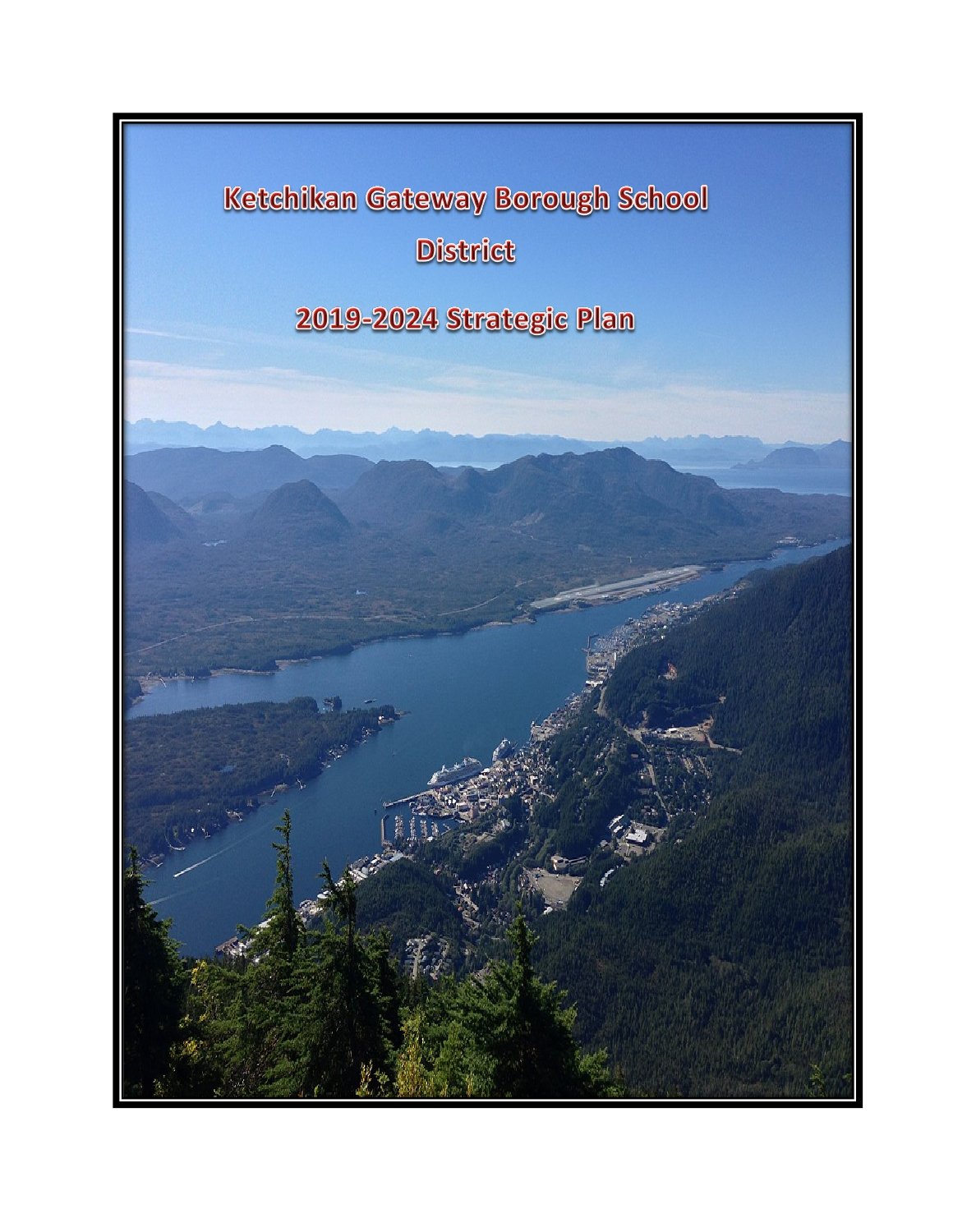# Ketchikan Gateway Borough School District

## 2019-2024 Strategic Plan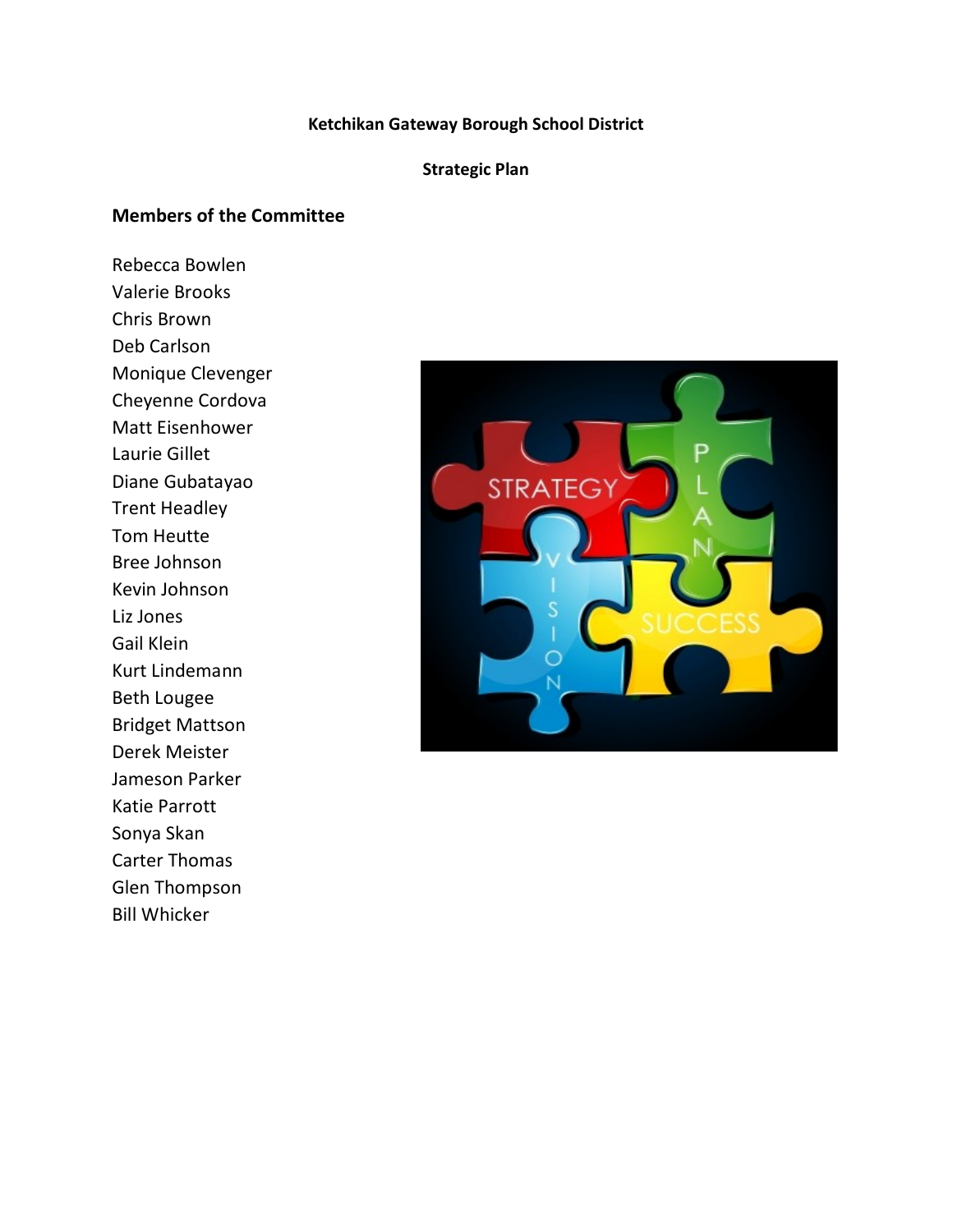**Ketchikan Gateway Borough School District**

**Strategic Plan**

## Members of the Committee

Rebecca Bowlen
Valerie Brooks
Chris Brown
Deb Carlson
Monique Clevenger
Cheyenne Cordova
Matt Eisenhower
Laurie Gillet
Diane Gubatayao
Trent Headley
Tom Heutte
Bree Johnson
Kevin Johnson
Liz Jones
Gail Klein
Kurt Lindemann
Beth Lougee
Bridget Mattson
Derek Meister
Jameson Parker
Katie Parrott
Sonya Skan
Carter Thomas
Glen Thompson
Bill Whicker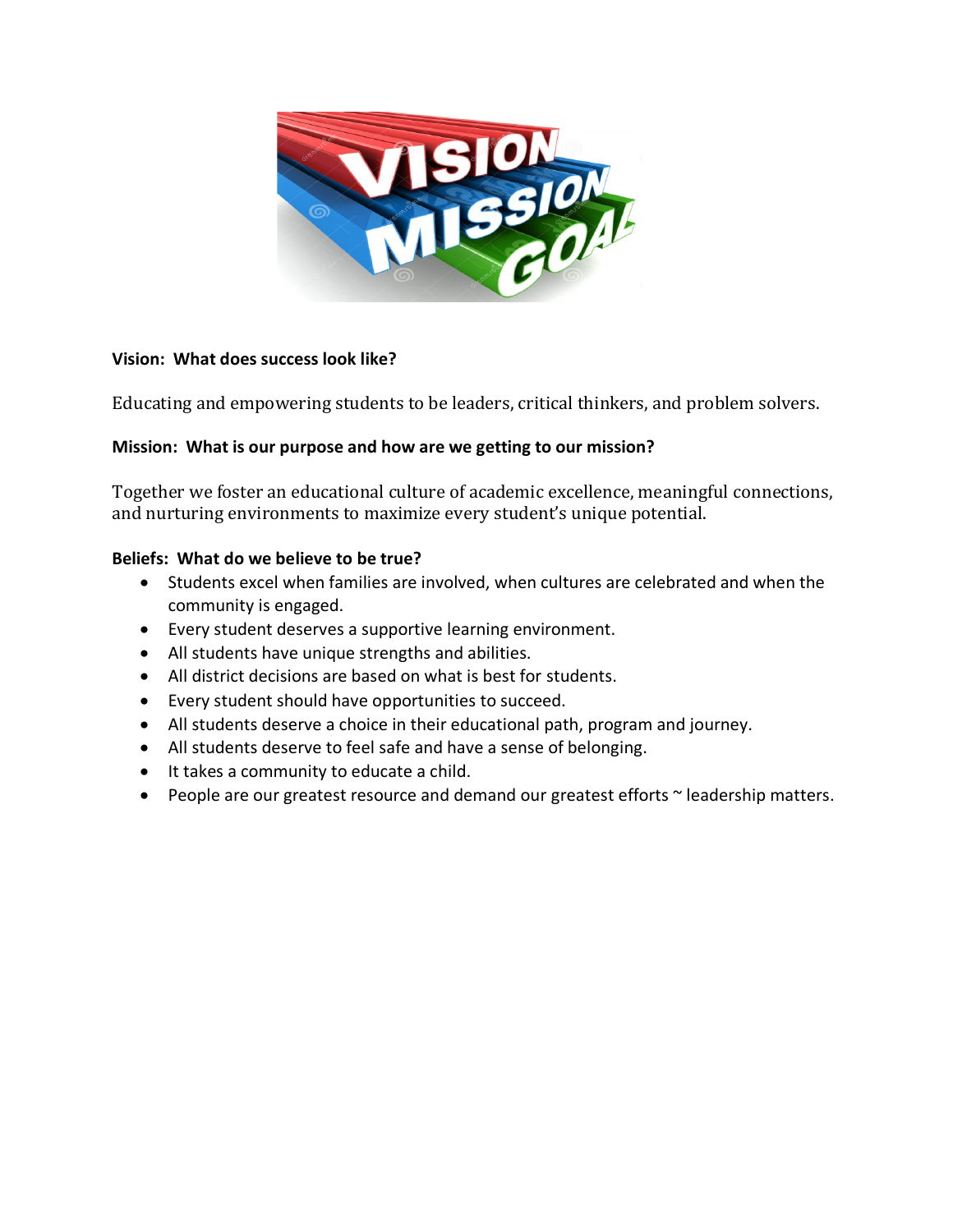**Vision: What does success look like?**

Educating and empowering students to be leaders, critical thinkers, and problem solvers.

**Mission: What is our purpose and how are we getting to our mission?**

Together we foster an educational culture of academic excellence, meaningful connections, and nurturing environments to maximize every student's unique potential.

**Beliefs: What do we believe to be true?**

- Students excel when families are involved, when cultures are celebrated and when the community is engaged.
- Every student deserves a supportive learning environment.
- All students have unique strengths and abilities.
- All district decisions are based on what is best for students.
- Every student should have opportunities to succeed.
- All students deserve a choice in their educational path, program and journey.
- All students deserve to feel safe and have a sense of belonging.
- It takes a community to educate a child.
- People are our greatest resource and demand our greatest efforts ~ leadership matters.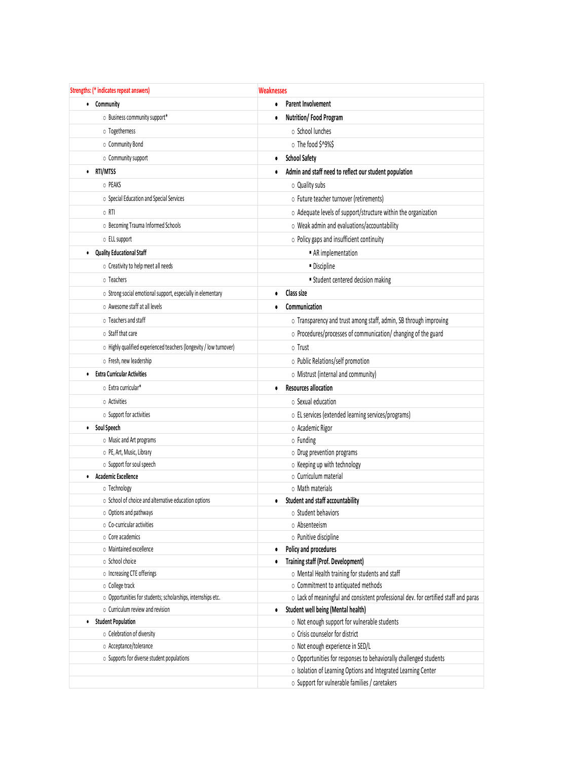| Strengths: (* indicates repeat answers) | Weaknesses |
|---|---|
| • **Community** | • **Parent Involvement** |
| ○ Business community support* | • **Nutrition/ Food Program** |
| ○ Togetherness | ○ School lunches |
| ○ Community Bond | ○ The food $^9%$ |
| ○ Community support | • **School Safety** |
| • **RTI/MTSS** | • **Admin and staff need to reflect our student population** |
| ○ PEAKS | ○ Quality subs |
| ○ Special Education and Special Services | ○ Future teacher turnover (retirements) |
| ○ RTI | ○ Adequate levels of support/structure within the organization |
| ○ Becoming Trauma Informed Schools | ○ Weak admin and evaluations/accountability |
| ○ ELL support | ○ Policy gaps and insufficient continuity |
| • **Quality Educational Staff** | ▪ AR implementation |
| ○ Creativity to help meet all needs | ▪ Discipline |
| ○ Teachers | ▪ Student centered decision making |
| ○ Strong social emotional support, especially in elementary | • **Class size** |
| ○ Awesome staff at all levels | • **Communication** |
| ○ Teachers and staff | ○ Transparency and trust among staff, admin, SB through improving |
| ○ Staff that care | ○ Procedures/processes of communication/ changing of the guard |
| ○ Highly qualified experienced teachers (longevity / low turnover) | ○ Trust |
| ○ Fresh, new leadership | ○ Public Relations/self promotion |
| • **Extra Curricular Activities** | ○ Mistrust (internal and community) |
| ○ Extra curricular* | • **Resources allocation** |
| ○ Activities | ○ Sexual education |
| ○ Support for activities | ○ EL services (extended learning services/programs) |
| • **Soul Speech** | ○ Academic Rigor |
| ○ Music and Art programs | ○ Funding |
| ○ PE, Art, Music, Library | ○ Drug prevention programs |
| ○ Support for soul speech | ○ Keeping up with technology |
| • **Academic Excellence** | ○ Curriculum material |
| ○ Technology | ○ Math materials |
| ○ School of choice and alternative education options | • **Student and staff accountability** |
| ○ Options and pathways | ○ Student behaviors |
| ○ Co-curricular activities | ○ Absenteeism |
| ○ Core academics | ○ Punitive discipline |
| ○ Maintained excellence | • **Policy and procedures** |
| ○ School choice | • **Training staff (Prof. Development)** |
| ○ Increasing CTE offerings | ○ Mental Health training for students and staff |
| ○ College track | ○ Commitment to antiquated methods |
| ○ Opportunities for students; scholarships, internships etc. | ○ Lack of meaningful and consistent professional dev. for certified staff and paras |
| ○ Curriculum review and revision | • **Student well being (Mental health)** |
| • **Student Population** | ○ Not enough support for vulnerable students |
| ○ Celebration of diversity | ○ Crisis counselor for district |
| ○ Acceptance/tolerance | ○ Not enough experience in SED/L |
| ○ Supports for diverse student populations | ○ Opportunities for responses to behaviorally challenged students |
| | ○ Isolation of Learning Options and Integrated Learning Center |
| | ○ Support for vulnerable families / caretakers |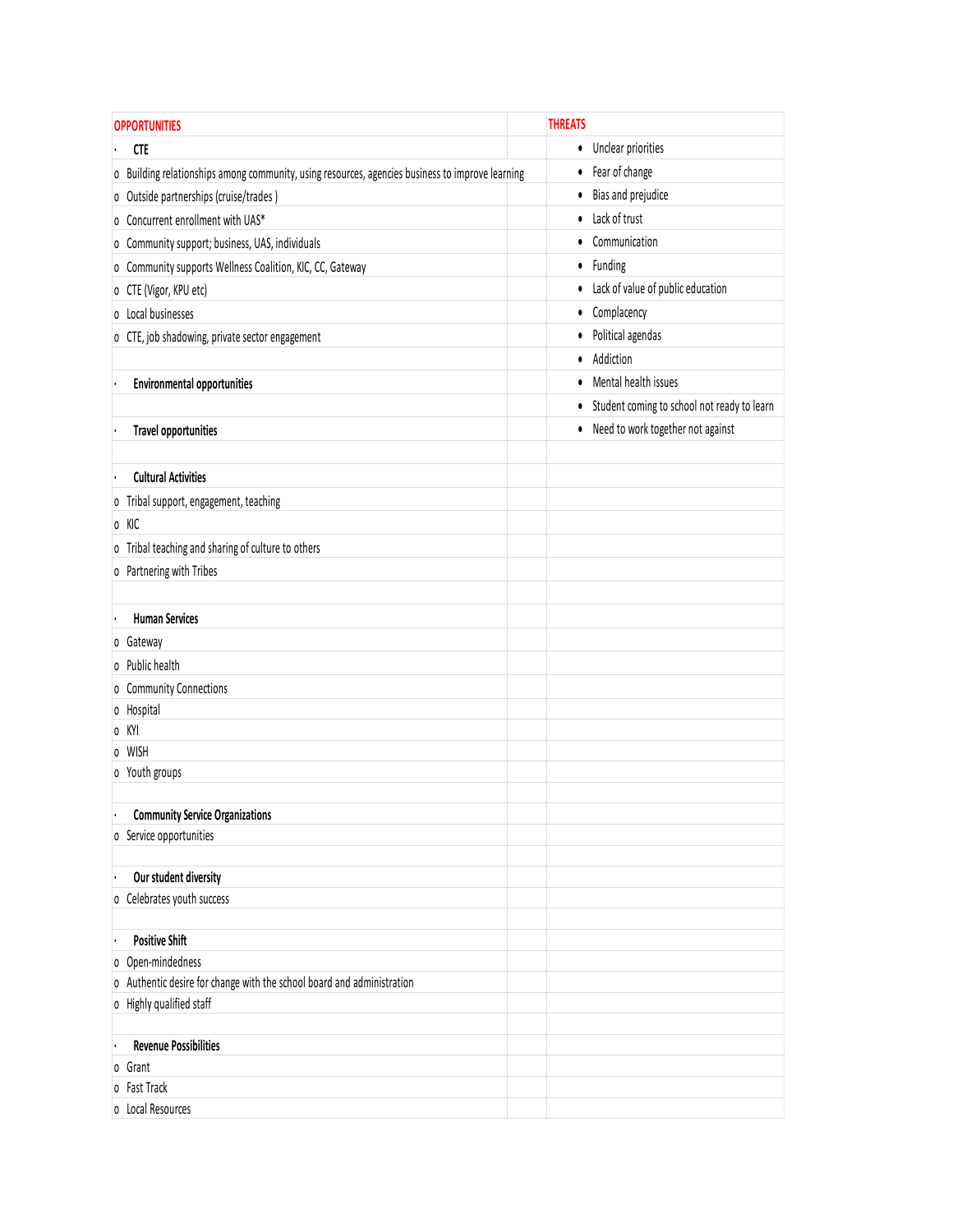| OPPORTUNITIES | | THREATS |
|---|---|---|
| • **CTE** | | • Unclear priorities |
| o Building relationships among community, using resources, agencies business to improve learning | | • Fear of change |
| o Outside partnerships (cruise/trades ) | | • Bias and prejudice |
| o Concurrent enrollment with UAS* | | • Lack of trust |
| o Community support; business, UAS, individuals | | • Communication |
| o Community supports Wellness Coalition, KIC, CC, Gateway | | • Funding |
| o CTE (Vigor, KPU etc) | | • Lack of value of public education |
| o Local businesses | | • Complacency |
| o CTE, job shadowing, private sector engagement | | • Political agendas |
| | | • Addiction |
| • **Environmental opportunities** | | • Mental health issues |
| | | • Student coming to school not ready to learn |
| • **Travel opportunities** | | • Need to work together not against |
| | | |
| • **Cultural Activities** | | |
| o Tribal support, engagement, teaching | | |
| o KIC | | |
| o Tribal teaching and sharing of culture to others | | |
| o Partnering with Tribes | | |
| | | |
| • **Human Services** | | |
| o Gateway | | |
| o Public health | | |
| o Community Connections | | |
| o Hospital | | |
| o KYI | | |
| o WISH | | |
| o Youth groups | | |
| | | |
| • **Community Service Organizations** | | |
| o Service opportunities | | |
| | | |
| • **Our student diversity** | | |
| o Celebrates youth success | | |
| | | |
| • **Positive Shift** | | |
| o Open-mindedness | | |
| o Authentic desire for change with the school board and administration | | |
| o Highly qualified staff | | |
| | | |
| • **Revenue Possibilities** | | |
| o Grant | | |
| o Fast Track | | |
| o Local Resources | | |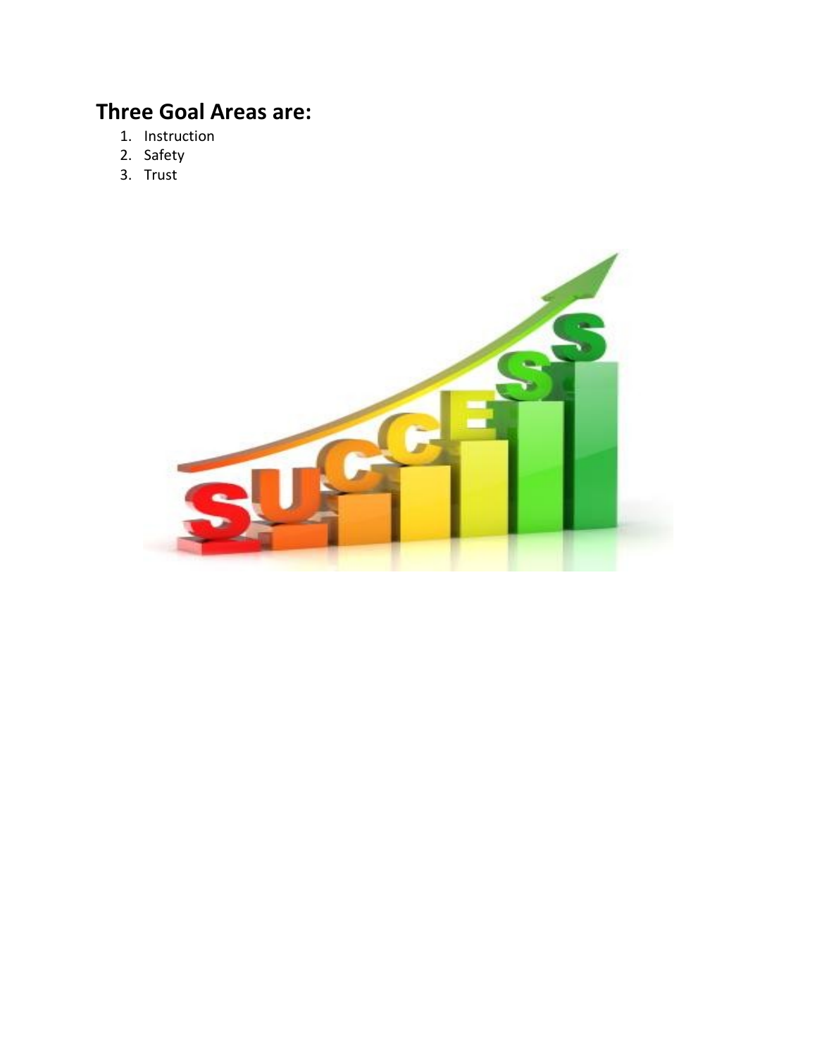## Three Goal Areas are:

1. Instruction
2. Safety
3. Trust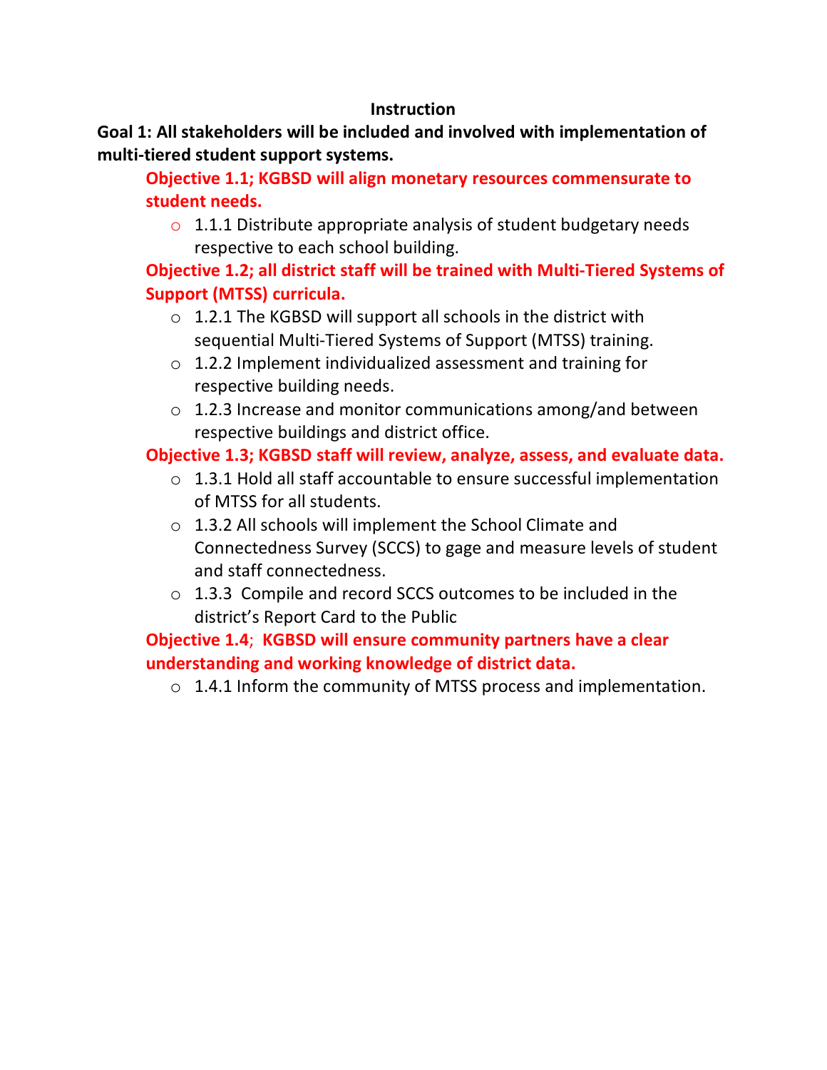## Instruction

**Goal 1: All stakeholders will be included and involved with implementation of multi-tiered student support systems.**

**Objective 1.1; KGBSD will align monetary resources commensurate to student needs.**

- 1.1.1 Distribute appropriate analysis of student budgetary needs respective to each school building.

**Objective 1.2; all district staff will be trained with Multi-Tiered Systems of Support (MTSS) curricula.**

- 1.2.1 The KGBSD will support all schools in the district with sequential Multi-Tiered Systems of Support (MTSS) training.
- 1.2.2 Implement individualized assessment and training for respective building needs.
- 1.2.3 Increase and monitor communications among/and between respective buildings and district office.

**Objective 1.3; KGBSD staff will review, analyze, assess, and evaluate data.**

- 1.3.1 Hold all staff accountable to ensure successful implementation of MTSS for all students.
- 1.3.2 All schools will implement the School Climate and Connectedness Survey (SCCS) to gage and measure levels of student and staff connectedness.
- 1.3.3 Compile and record SCCS outcomes to be included in the district's Report Card to the Public

**Objective 1.4; KGBSD will ensure community partners have a clear understanding and working knowledge of district data.**

- 1.4.1 Inform the community of MTSS process and implementation.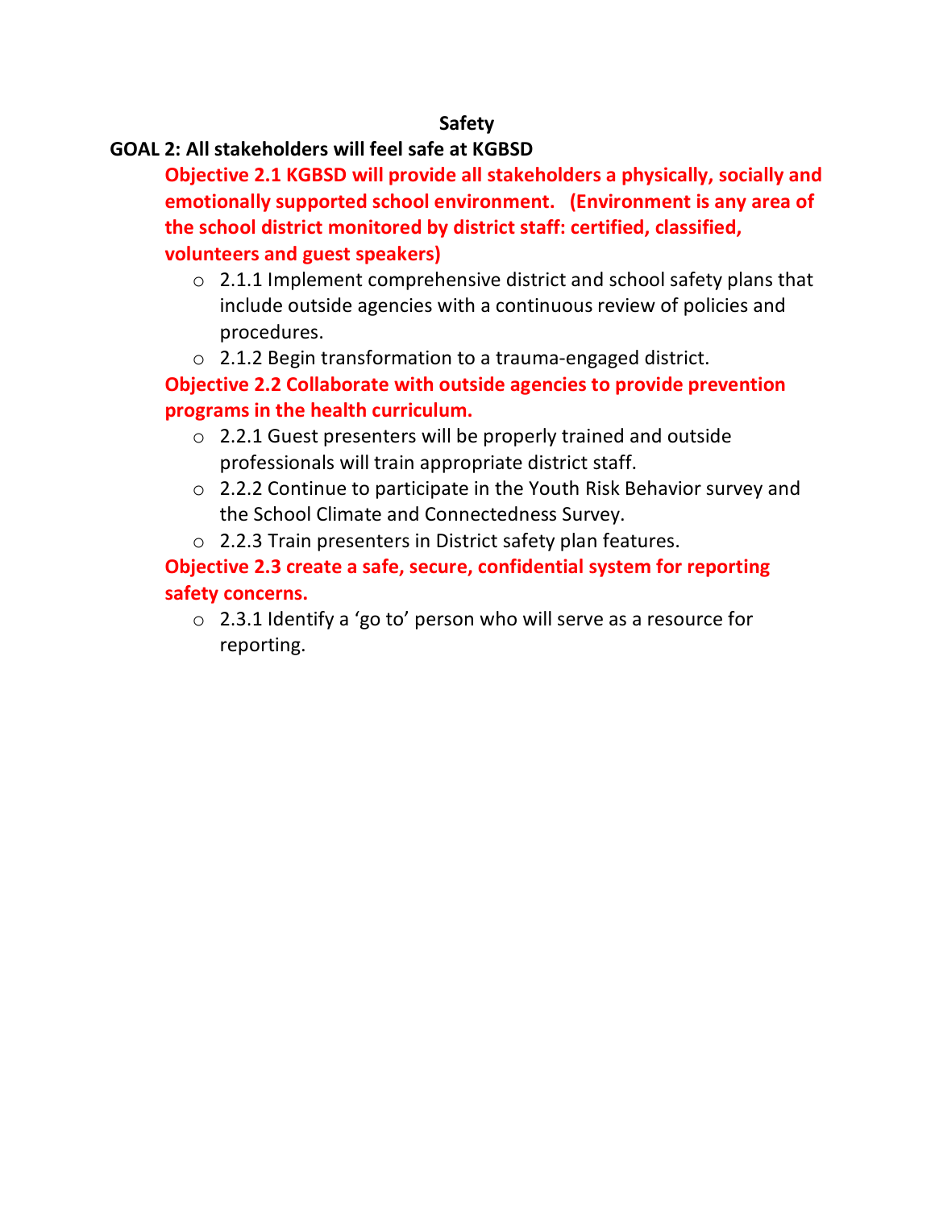## Safety

**GOAL 2: All stakeholders will feel safe at KGBSD**

**Objective 2.1 KGBSD will provide all stakeholders a physically, socially and emotionally supported school environment. (Environment is any area of the school district monitored by district staff: certified, classified, volunteers and guest speakers)**

- 2.1.1 Implement comprehensive district and school safety plans that include outside agencies with a continuous review of policies and procedures.
- 2.1.2 Begin transformation to a trauma-engaged district.

**Objective 2.2 Collaborate with outside agencies to provide prevention programs in the health curriculum.**

- 2.2.1 Guest presenters will be properly trained and outside professionals will train appropriate district staff.
- 2.2.2 Continue to participate in the Youth Risk Behavior survey and the School Climate and Connectedness Survey.
- 2.2.3 Train presenters in District safety plan features.

**Objective 2.3 create a safe, secure, confidential system for reporting safety concerns.**

- 2.3.1 Identify a 'go to' person who will serve as a resource for reporting.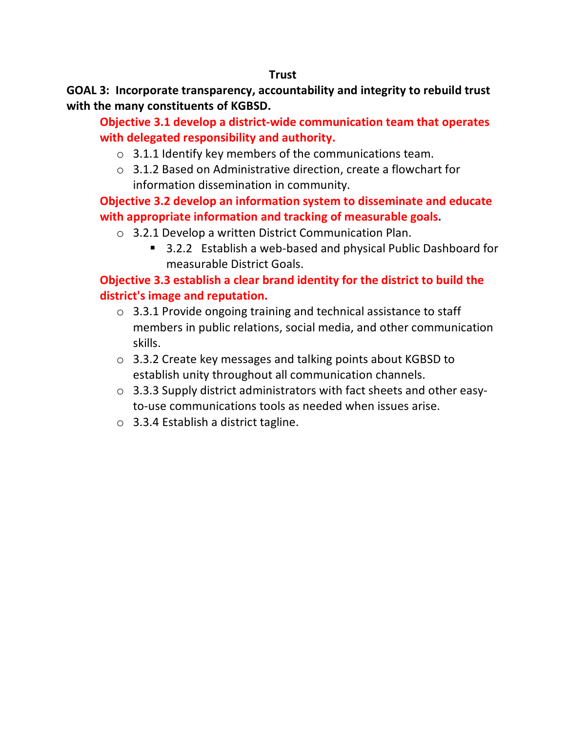**Trust**

**GOAL 3: Incorporate transparency, accountability and integrity to rebuild trust with the many constituents of KGBSD.**

**Objective 3.1 develop a district-wide communication team that operates with delegated responsibility and authority.**

- 3.1.1 Identify key members of the communications team.
- 3.1.2 Based on Administrative direction, create a flowchart for information dissemination in community.

**Objective 3.2 develop an information system to disseminate and educate with appropriate information and tracking of measurable goals.**

- 3.2.1 Develop a written District Communication Plan.
  - 3.2.2 Establish a web-based and physical Public Dashboard for measurable District Goals.

**Objective 3.3 establish a clear brand identity for the district to build the district's image and reputation.**

- 3.3.1 Provide ongoing training and technical assistance to staff members in public relations, social media, and other communication skills.
- 3.3.2 Create key messages and talking points about KGBSD to establish unity throughout all communication channels.
- 3.3.3 Supply district administrators with fact sheets and other easy-to-use communications tools as needed when issues arise.
- 3.3.4 Establish a district tagline.